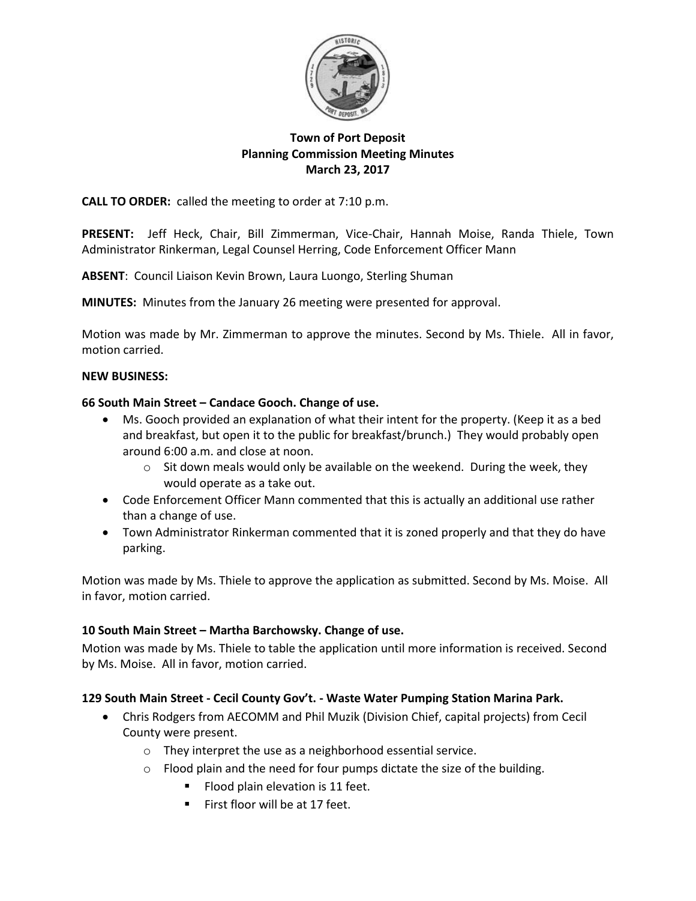**Town of Port Deposit**
**Planning Commission Meeting Minutes**
**March 23, 2017**

**CALL TO ORDER:** called the meeting to order at 7:10 p.m.

**PRESENT:** Jeff Heck, Chair, Bill Zimmerman, Vice-Chair, Hannah Moise, Randa Thiele, Town Administrator Rinkerman, Legal Counsel Herring, Code Enforcement Officer Mann

**ABSENT**: Council Liaison Kevin Brown, Laura Luongo, Sterling Shuman

**MINUTES:** Minutes from the January 26 meeting were presented for approval.

Motion was made by Mr. Zimmerman to approve the minutes. Second by Ms. Thiele. All in favor, motion carried.

**NEW BUSINESS:**

**66 South Main Street – Candace Gooch. Change of use.**

- Ms. Gooch provided an explanation of what their intent for the property. (Keep it as a bed and breakfast, but open it to the public for breakfast/brunch.) They would probably open around 6:00 a.m. and close at noon.
    - Sit down meals would only be available on the weekend. During the week, they would operate as a take out.
- Code Enforcement Officer Mann commented that this is actually an additional use rather than a change of use.
- Town Administrator Rinkerman commented that it is zoned properly and that they do have parking.

Motion was made by Ms. Thiele to approve the application as submitted. Second by Ms. Moise. All in favor, motion carried.

**10 South Main Street – Martha Barchowsky. Change of use.**

Motion was made by Ms. Thiele to table the application until more information is received. Second by Ms. Moise. All in favor, motion carried.

**129 South Main Street - Cecil County Gov't. - Waste Water Pumping Station Marina Park.**

- Chris Rodgers from AECOMM and Phil Muzik (Division Chief, capital projects) from Cecil County were present.
    - They interpret the use as a neighborhood essential service.
    - Flood plain and the need for four pumps dictate the size of the building.
        - Flood plain elevation is 11 feet.
        - First floor will be at 17 feet.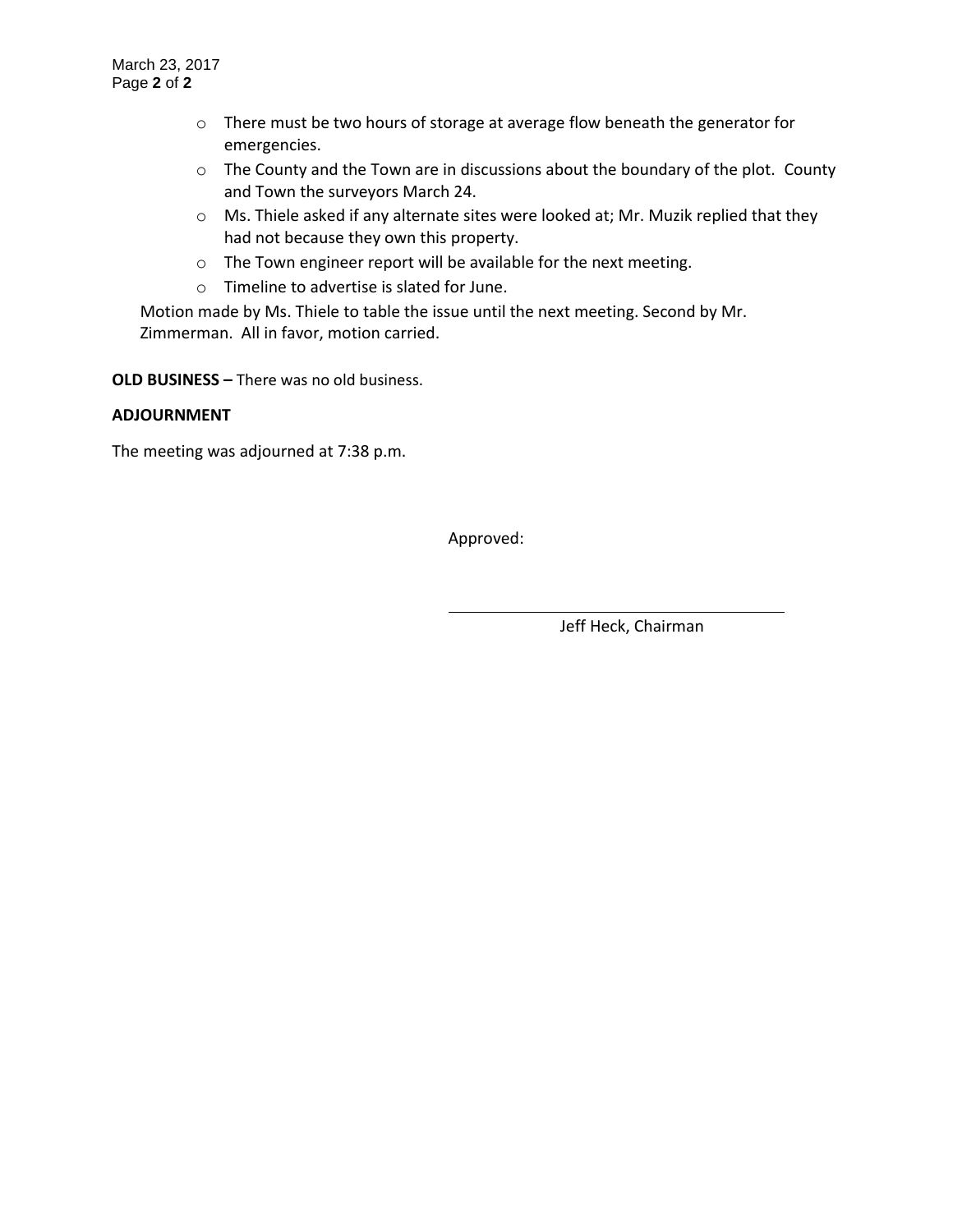- There must be two hours of storage at average flow beneath the generator for emergencies.
- The County and the Town are in discussions about the boundary of the plot. County and Town the surveyors March 24.
- Ms. Thiele asked if any alternate sites were looked at; Mr. Muzik replied that they had not because they own this property.
- The Town engineer report will be available for the next meeting.
- Timeline to advertise is slated for June.

Motion made by Ms. Thiele to table the issue until the next meeting. Second by Mr. Zimmerman. All in favor, motion carried.

**OLD BUSINESS –** There was no old business.

**ADJOURNMENT**

The meeting was adjourned at 7:38 p.m.

Approved:

\_\_\_\_\_\_\_\_\_\_\_\_\_\_\_\_\_\_\_\_\_\_\_\_\_\_\_\_\_\_

Jeff Heck, Chairman